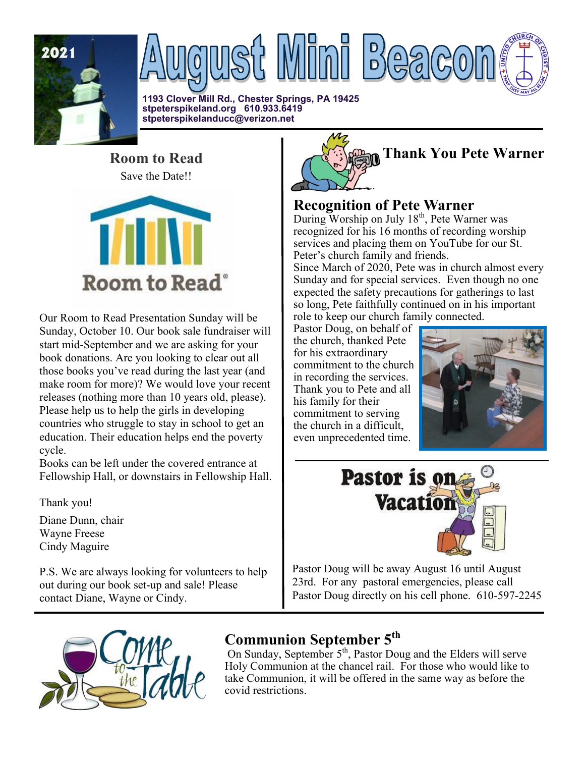2021

# August Mini Beacon

**1193 Clover Mill Rd., Chester Springs, PA 19425**
**stpeterspikeland.org 610.933.6419**
**stpeterspikelanducc@verizon.net**

## Room to Read

Save the Date!!

Room to Read®

Our Room to Read Presentation Sunday will be Sunday, October 10. Our book sale fundraiser will start mid-September and we are asking for your book donations. Are you looking to clear out all those books you've read during the last year (and make room for more)? We would love your recent releases (nothing more than 10 years old, please). Please help us to help the girls in developing countries who struggle to stay in school to get an education. Their education helps end the poverty cycle.

Books can be left under the covered entrance at Fellowship Hall, or downstairs in Fellowship Hall.

Thank you!

Diane Dunn, chair
Wayne Freese
Cindy Maguire

P.S. We are always looking for volunteers to help out during our book set-up and sale! Please contact Diane, Wayne or Cindy.

## Thank You Pete Warner

### Recognition of Pete Warner

During Worship on July 18th, Pete Warner was recognized for his 16 months of recording worship services and placing them on YouTube for our St. Peter's church family and friends.

Since March of 2020, Pete was in church almost every Sunday and for special services. Even though no one expected the safety precautions for gatherings to last so long, Pete faithfully continued on in his important role to keep our church family connected.

Pastor Doug, on behalf of the church, thanked Pete for his extraordinary commitment to the church in recording the services. Thank you to Pete and all his family for their commitment to serving the church in a difficult, even unprecedented time.

## Pastor is on Vacation

Pastor Doug will be away August 16 until August 23rd. For any pastoral emergencies, please call Pastor Doug directly on his cell phone. 610-597-2245

## Communion September 5th

On Sunday, September 5th, Pastor Doug and the Elders will serve Holy Communion at the chancel rail. For those who would like to take Communion, it will be offered in the same way as before the covid restrictions.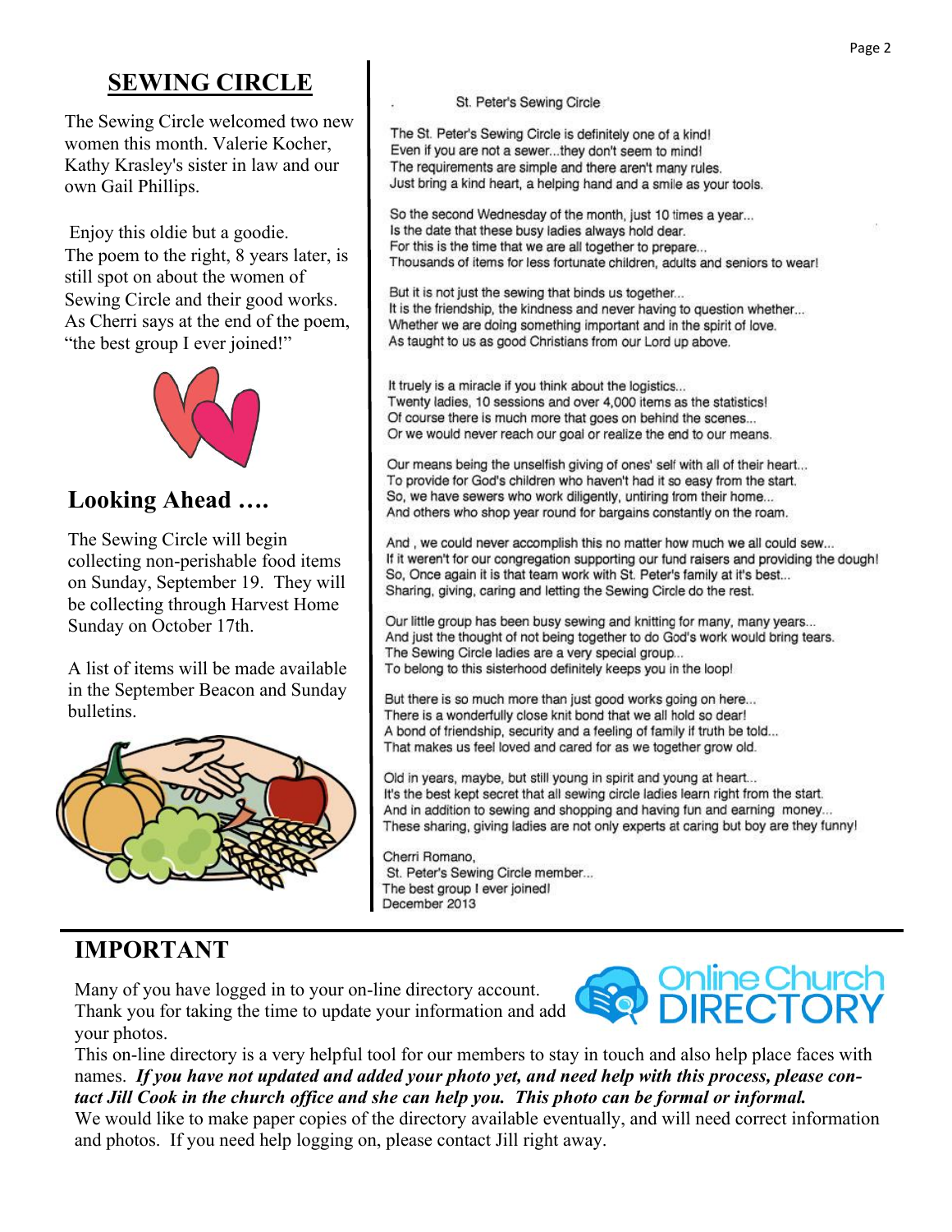## SEWING CIRCLE

The Sewing Circle welcomed two new women this month. Valerie Kocher, Kathy Krasley's sister in law and our own Gail Phillips.

Enjoy this oldie but a goodie.
The poem to the right, 8 years later, is still spot on about the women of Sewing Circle and their good works. As Cherri says at the end of the poem, "the best group I ever joined!"

### St. Peter's Sewing Circle

The St. Peter's Sewing Circle is definitely one of a kind!
Even if you are not a sewer...they don't seem to mind!
The requirements are simple and there aren't many rules.
Just bring a kind heart, a helping hand and a smile as your tools.

So the second Wednesday of the month, just 10 times a year...
Is the date that these busy ladies always hold dear.
For this is the time that we are all together to prepare...
Thousands of items for less fortunate children, adults and seniors to wear!

But it is not just the sewing that binds us together...
It is the friendship, the kindness and never having to question whether...
Whether we are doing something important and in the spirit of love.
As taught to us as good Christians from our Lord up above.

It truely is a miracle if you think about the logistics...
Twenty ladies, 10 sessions and over 4,000 items as the statistics!
Of course there is much more that goes on behind the scenes...
Or we would never reach our goal or realize the end to our means.

Our means being the unselfish giving of ones' self with all of their heart...
To provide for God's children who haven't had it so easy from the start.
So, we have sewers who work diligently, untiring from their home...
And others who shop year round for bargains constantly on the roam.

And , we could never accomplish this no matter how much we all could sew...
If it weren't for our congregation supporting our fund raisers and providing the dough!
So, Once again it is that team work with St. Peter's family at it's best...
Sharing, giving, caring and letting the Sewing Circle do the rest.

Our little group has been busy sewing and knitting for many, many years...
And just the thought of not being together to do God's work would bring tears.
The Sewing Circle ladies are a very special group...
To belong to this sisterhood definitely keeps you in the loop!

But there is so much more than just good works going on here...
There is a wonderfully close knit bond that we all hold so dear!
A bond of friendship, security and a feeling of family if truth be told...
That makes us feel loved and cared for as we together grow old.

Old in years, maybe, but still young in spirit and young at heart...
It's the best kept secret that all sewing circle ladies learn right from the start.
And in addition to sewing and shopping and having fun and earning money...
These sharing, giving ladies are not only experts at caring but boy are they funny!

Cherri Romano,
St. Peter's Sewing Circle member...
The best group I ever joined!
December 2013

## Looking Ahead ….

The Sewing Circle will begin collecting non-perishable food items on Sunday, September 19. They will be collecting through Harvest Home Sunday on October 17th.

A list of items will be made available in the September Beacon and Sunday bulletins.

## IMPORTANT

Many of you have logged in to your on-line directory account. Thank you for taking the time to update your information and add your photos.

This on-line directory is a very helpful tool for our members to stay in touch and also help place faces with names. ***If you have not updated and added your photo yet, and need help with this process, please contact Jill Cook in the church office and she can help you. This photo can be formal or informal.***
We would like to make paper copies of the directory available eventually, and will need correct information and photos. If you need help logging on, please contact Jill right away.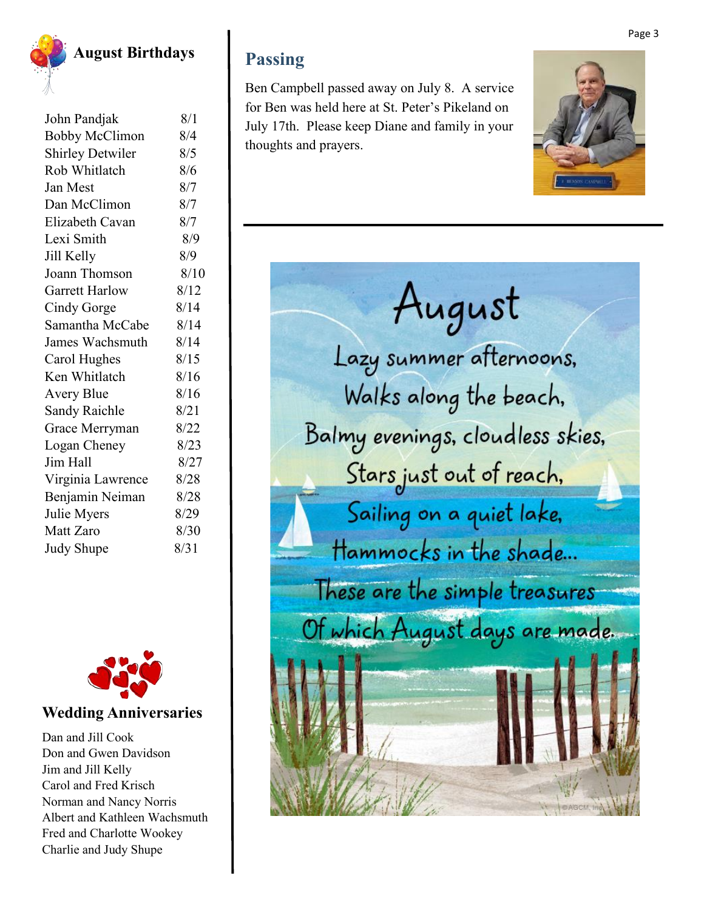## August Birthdays

| | |
|---|---|
| John Pandjak | 8/1 |
| Bobby McClimon | 8/4 |
| Shirley Detwiler | 8/5 |
| Rob Whitlatch | 8/6 |
| Jan Mest | 8/7 |
| Dan McClimon | 8/7 |
| Elizabeth Cavan | 8/7 |
| Lexi Smith | 8/9 |
| Jill Kelly | 8/9 |
| Joann Thomson | 8/10 |
| Garrett Harlow | 8/12 |
| Cindy Gorge | 8/14 |
| Samantha McCabe | 8/14 |
| James Wachsmuth | 8/14 |
| Carol Hughes | 8/15 |
| Ken Whitlatch | 8/16 |
| Avery Blue | 8/16 |
| Sandy Raichle | 8/21 |
| Grace Merryman | 8/22 |
| Logan Cheney | 8/23 |
| Jim Hall | 8/27 |
| Virginia Lawrence | 8/28 |
| Benjamin Neiman | 8/28 |
| Julie Myers | 8/29 |
| Matt Zaro | 8/30 |
| Judy Shupe | 8/31 |

## Wedding Anniversaries

Dan and Jill Cook
Don and Gwen Davidson
Jim and Jill Kelly
Carol and Fred Krisch
Norman and Nancy Norris
Albert and Kathleen Wachsmuth
Fred and Charlotte Wookey
Charlie and Judy Shupe

## Passing

Ben Campbell passed away on July 8. A service for Ben was held here at St. Peter's Pikeland on July 17th. Please keep Diane and family in your thoughts and prayers.

August
Lazy summer afternoons,
Walks along the beach,
Balmy evenings, cloudless skies,
Stars just out of reach,
Sailing on a quiet lake,
Hammocks in the shade...
These are the simple treasures
Of which August days are made.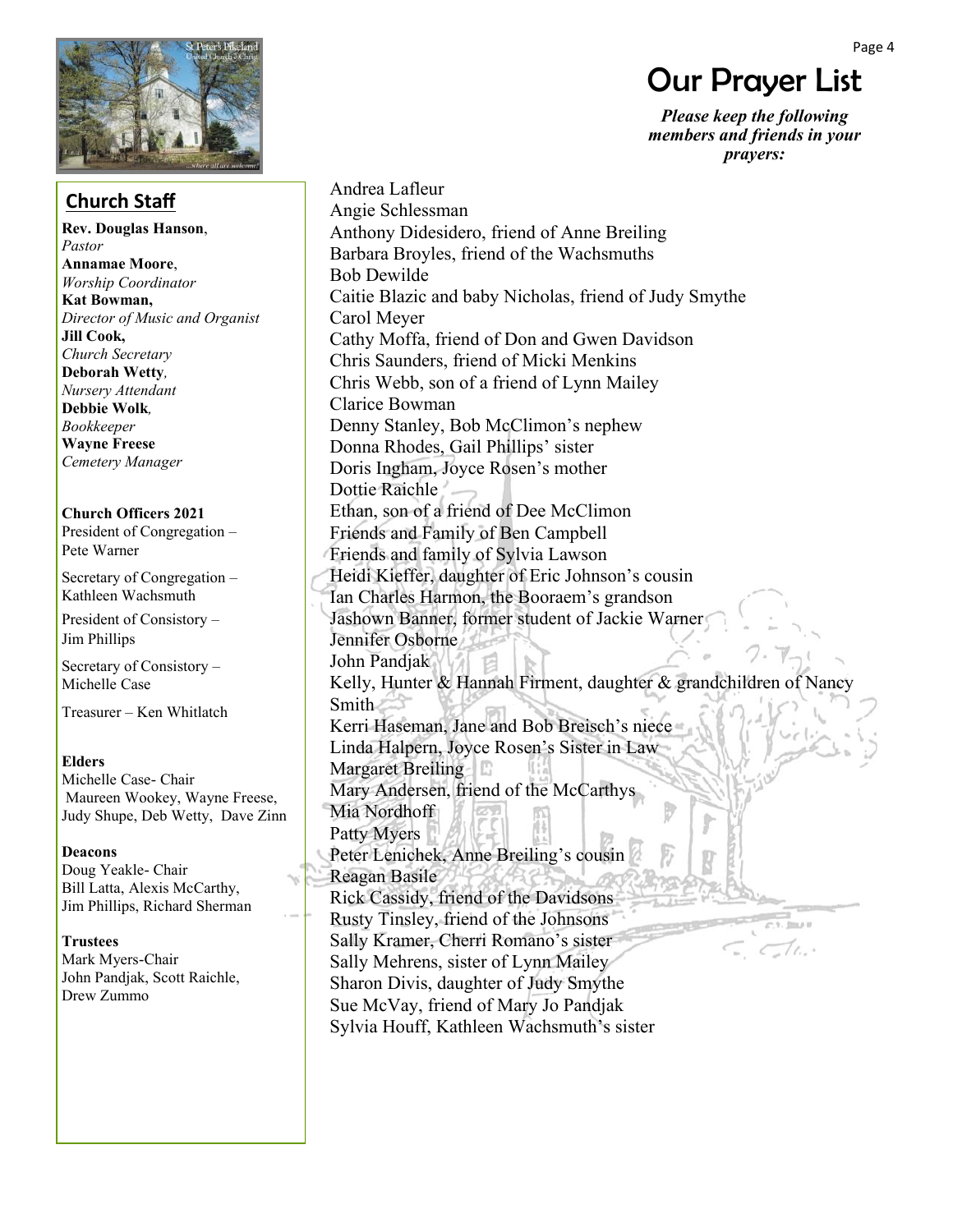# Our Prayer List

***Please keep the following members and friends in your prayers:***

Andrea Lafleur
Angie Schlessman
Anthony Didesidero, friend of Anne Breiling
Barbara Broyles, friend of the Wachsmuths
Bob Dewilde
Caitie Blazic and baby Nicholas, friend of Judy Smythe
Carol Meyer
Cathy Moffa, friend of Don and Gwen Davidson
Chris Saunders, friend of Micki Menkins
Chris Webb, son of a friend of Lynn Mailey
Clarice Bowman
Denny Stanley, Bob McClimon's nephew
Donna Rhodes, Gail Phillips' sister
Doris Ingham, Joyce Rosen's mother
Dottie Raichle
Ethan, son of a friend of Dee McClimon
Friends and Family of Ben Campbell
Friends and family of Sylvia Lawson
Heidi Kieffer, daughter of Eric Johnson's cousin
Ian Charles Harmon, the Booraem's grandson
Jashown Banner, former student of Jackie Warner
Jennifer Osborne
John Pandjak
Kelly, Hunter & Hannah Firment, daughter & grandchildren of Nancy Smith
Kerri Haseman, Jane and Bob Breisch's niece
Linda Halpern, Joyce Rosen's Sister in Law
Margaret Breiling
Mary Andersen, friend of the McCarthys
Mia Nordhoff
Patty Myers
Peter Lenichek, Anne Breiling's cousin
Reagan Basile
Rick Cassidy, friend of the Davidsons
Rusty Tinsley, friend of the Johnsons
Sally Kramer, Cherri Romano's sister
Sally Mehrens, sister of Lynn Mailey
Sharon Divis, daughter of Judy Smythe
Sue McVay, friend of Mary Jo Pandjak
Sylvia Houff, Kathleen Wachsmuth's sister

## Church Staff

**Rev. Douglas Hanson**, *Pastor*
**Annamae Moore**, *Worship Coordinator*
**Kat Bowman,** *Director of Music and Organist*
**Jill Cook,** *Church Secretary*
**Deborah Wetty**, *Nursery Attendant*
**Debbie Wolk**, *Bookkeeper*
**Wayne Freese** *Cemetery Manager*

**Church Officers 2021**

President of Congregation – Pete Warner

Secretary of Congregation – Kathleen Wachsmuth

President of Consistory – Jim Phillips

Secretary of Consistory – Michelle Case

Treasurer – Ken Whitlatch

**Elders**
Michelle Case- Chair
Maureen Wookey, Wayne Freese, Judy Shupe, Deb Wetty, Dave Zinn

**Deacons**
Doug Yeakle- Chair
Bill Latta, Alexis McCarthy, Jim Phillips, Richard Sherman

**Trustees**
Mark Myers-Chair
John Pandjak, Scott Raichle, Drew Zummo